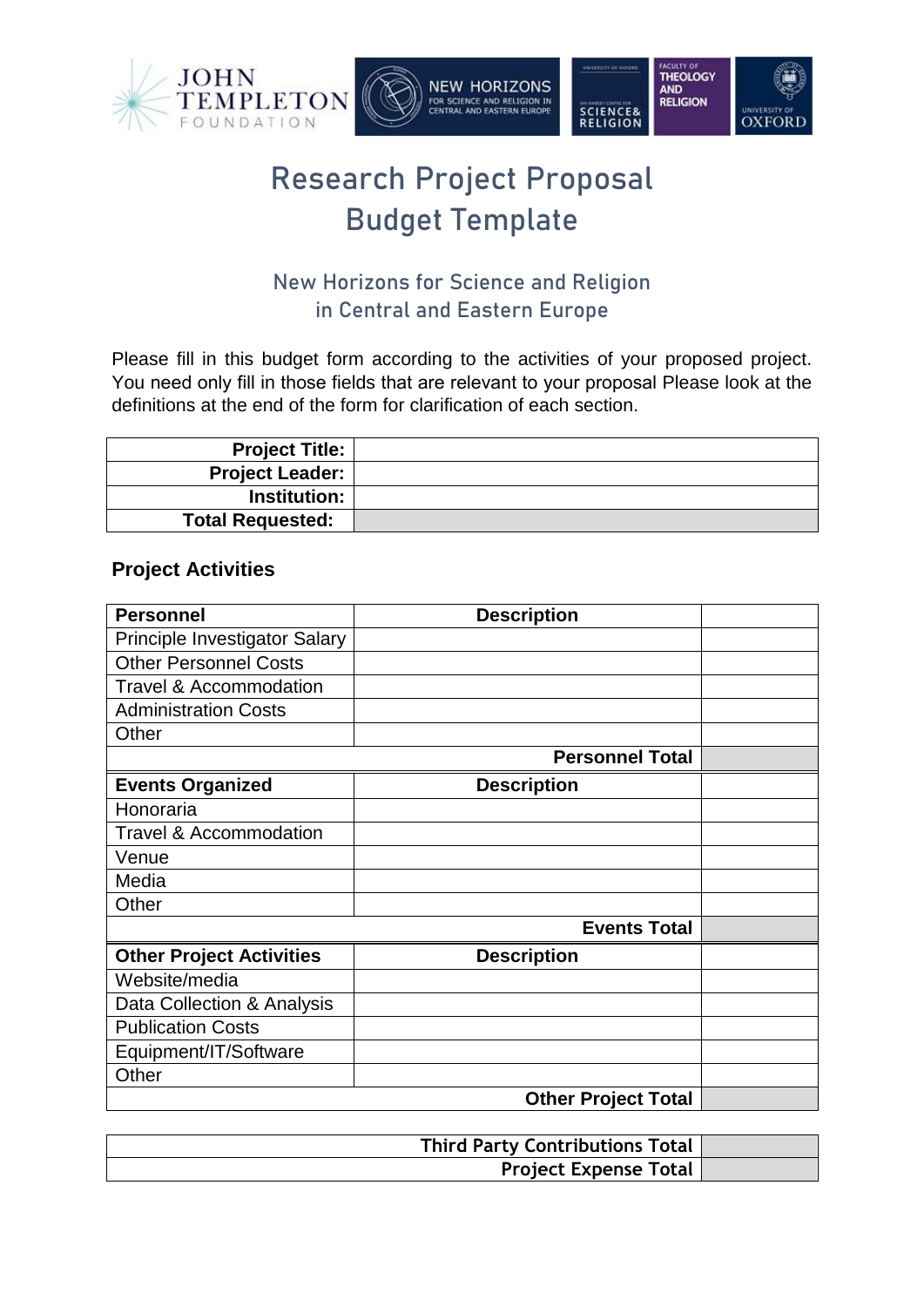# Research Project Proposal Budget Template

## New Horizons for Science and Religion in Central and Eastern Europe

Please fill in this budget form according to the activities of your proposed project. You need only fill in those fields that are relevant to your proposal Please look at the definitions at the end of the form for clarification of each section.

| **Project Title:** | |
|---|---|
| **Project Leader:** | |
| **Institution:** | |
| **Total Requested:** | |

### Project Activities

| **Personnel** | **Description** | |
|---|---|---|
| Principle Investigator Salary | | |
| Other Personnel Costs | | |
| Travel & Accommodation | | |
| Administration Costs | | |
| Other | | |
| | **Personnel Total** | |
| **Events Organized** | **Description** | |
| Honoraria | | |
| Travel & Accommodation | | |
| Venue | | |
| Media | | |
| Other | | |
| | **Events Total** | |
| **Other Project Activities** | **Description** | |
| Website/media | | |
| Data Collection & Analysis | | |
| Publication Costs | | |
| Equipment/IT/Software | | |
| Other | | |
| | **Other Project Total** | |

| | |
|---|---|
| **Third Party Contributions Total** | |
| **Project Expense Total** | |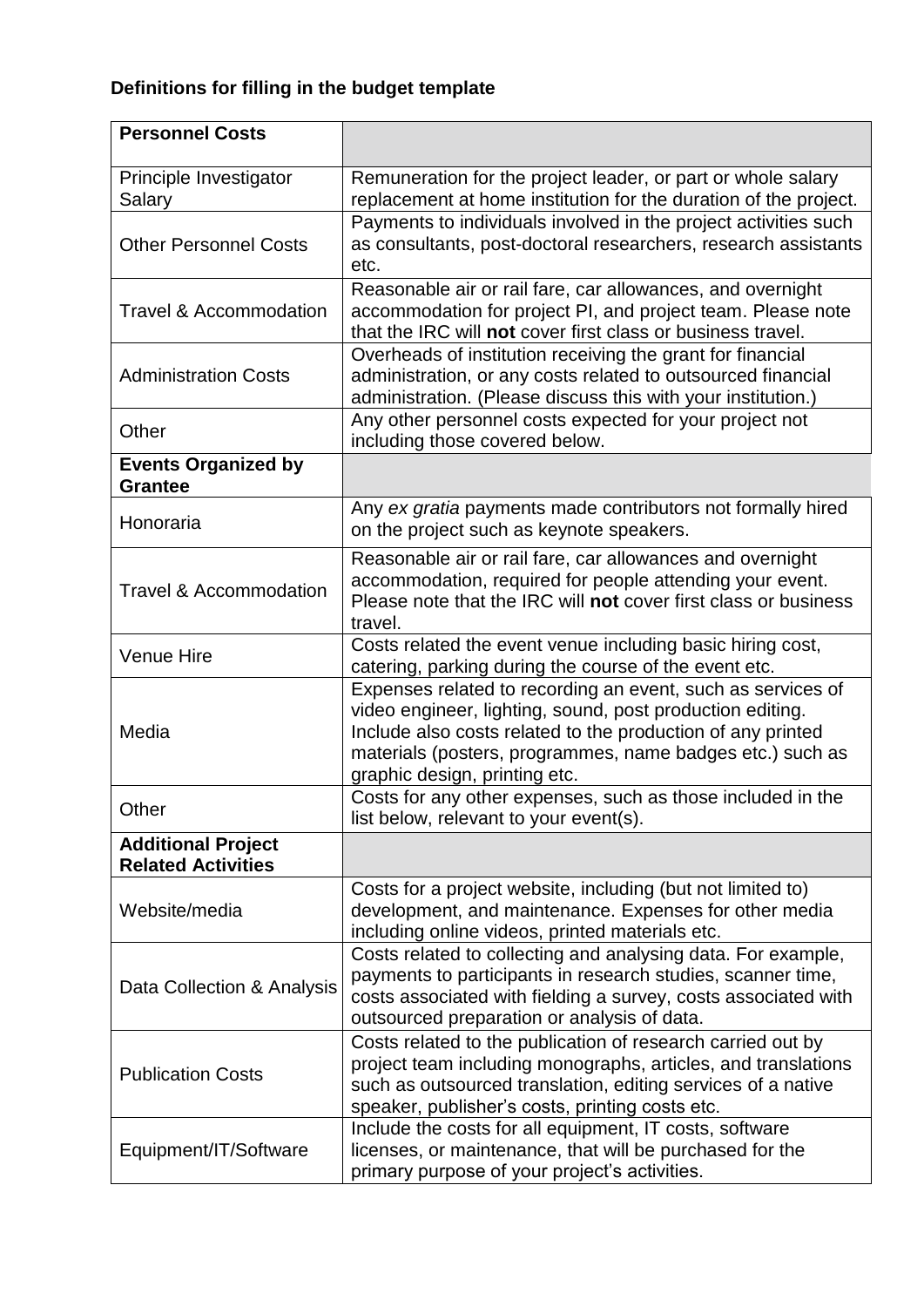**Definitions for filling in the budget template**

| **Personnel Costs** | |
|---|---|
| Principle Investigator Salary | Remuneration for the project leader, or part or whole salary replacement at home institution for the duration of the project. |
| Other Personnel Costs | Payments to individuals involved in the project activities such as consultants, post-doctoral researchers, research assistants etc. |
| Travel & Accommodation | Reasonable air or rail fare, car allowances, and overnight accommodation for project PI, and project team. Please note that the IRC will **not** cover first class or business travel. |
| Administration Costs | Overheads of institution receiving the grant for financial administration, or any costs related to outsourced financial administration. (Please discuss this with your institution.) |
| Other | Any other personnel costs expected for your project not including those covered below. |
| **Events Organized by Grantee** | |
| Honoraria | Any *ex gratia* payments made contributors not formally hired on the project such as keynote speakers. |
| Travel & Accommodation | Reasonable air or rail fare, car allowances and overnight accommodation, required for people attending your event. Please note that the IRC will **not** cover first class or business travel. |
| Venue Hire | Costs related the event venue including basic hiring cost, catering, parking during the course of the event etc. |
| Media | Expenses related to recording an event, such as services of video engineer, lighting, sound, post production editing. Include also costs related to the production of any printed materials (posters, programmes, name badges etc.) such as graphic design, printing etc. |
| Other | Costs for any other expenses, such as those included in the list below, relevant to your event(s). |
| **Additional Project Related Activities** | |
| Website/media | Costs for a project website, including (but not limited to) development, and maintenance. Expenses for other media including online videos, printed materials etc. |
| Data Collection & Analysis | Costs related to collecting and analysing data. For example, payments to participants in research studies, scanner time, costs associated with fielding a survey, costs associated with outsourced preparation or analysis of data. |
| Publication Costs | Costs related to the publication of research carried out by project team including monographs, articles, and translations such as outsourced translation, editing services of a native speaker, publisher's costs, printing costs etc. |
| Equipment/IT/Software | Include the costs for all equipment, IT costs, software licenses, or maintenance, that will be purchased for the primary purpose of your project's activities. |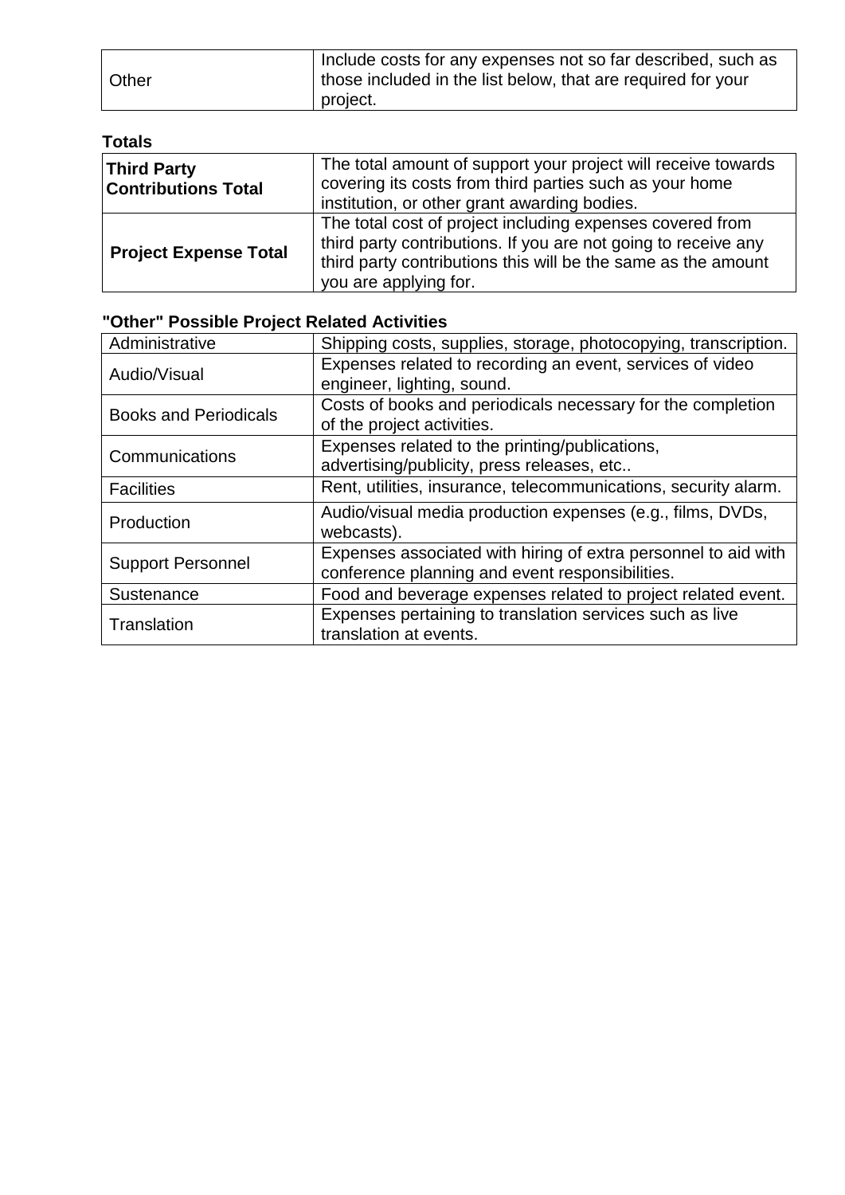| | |
|---|---|
| Other | Include costs for any expenses not so far described, such as those included in the list below, that are required for your project. |

**Totals**

| | |
|---|---|
| **Third Party Contributions Total** | The total amount of support your project will receive towards covering its costs from third parties such as your home institution, or other grant awarding bodies. |
| **Project Expense Total** | The total cost of project including expenses covered from third party contributions. If you are not going to receive any third party contributions this will be the same as the amount you are applying for. |

**"Other" Possible Project Related Activities**

| | |
|---|---|
| Administrative | Shipping costs, supplies, storage, photocopying, transcription. |
| Audio/Visual | Expenses related to recording an event, services of video engineer, lighting, sound. |
| Books and Periodicals | Costs of books and periodicals necessary for the completion of the project activities. |
| Communications | Expenses related to the printing/publications, advertising/publicity, press releases, etc.. |
| Facilities | Rent, utilities, insurance, telecommunications, security alarm. |
| Production | Audio/visual media production expenses (e.g., films, DVDs, webcasts). |
| Support Personnel | Expenses associated with hiring of extra personnel to aid with conference planning and event responsibilities. |
| Sustenance | Food and beverage expenses related to project related event. |
| Translation | Expenses pertaining to translation services such as live translation at events. |